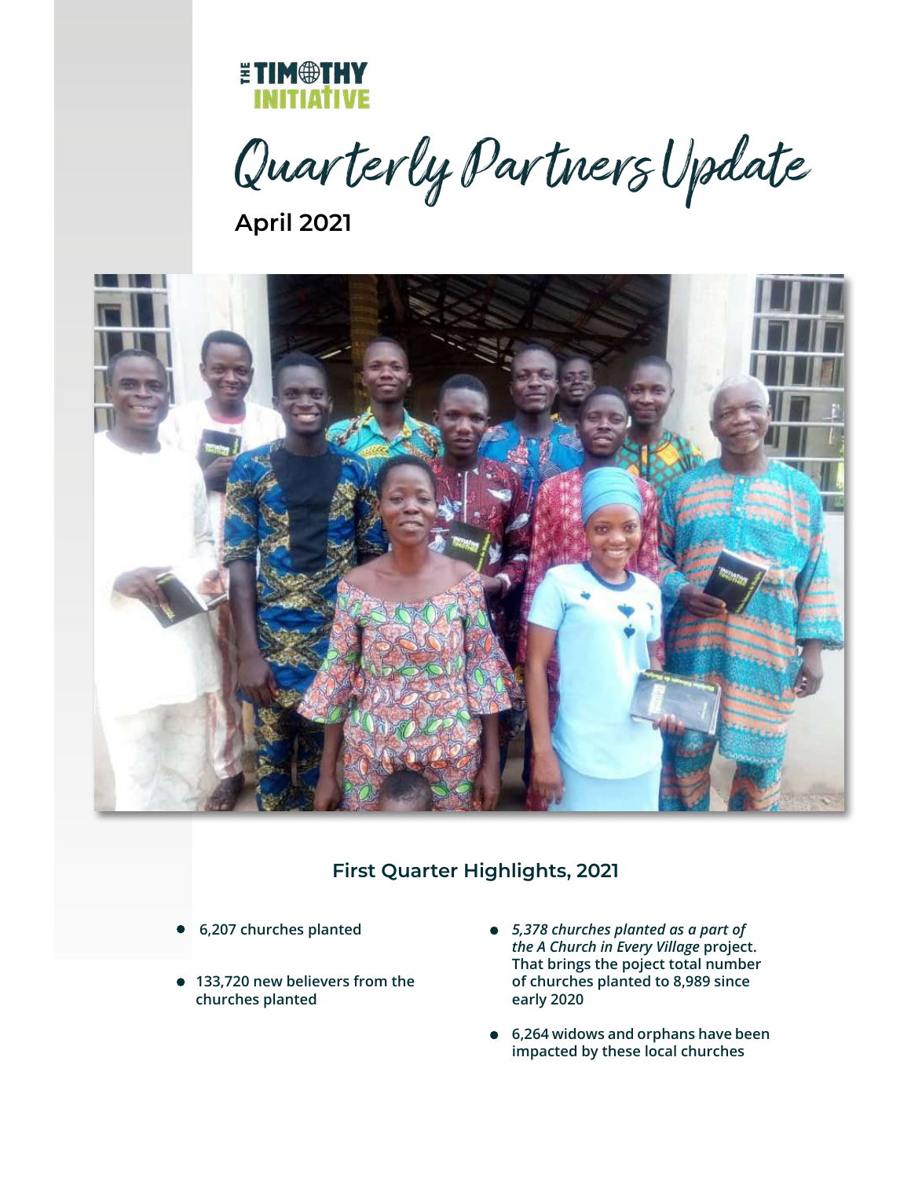THE TIMOTHY INITIATIVE

# Quarterly Partners Update

**April 2021**

## First Quarter Highlights, 2021

- **6,207 churches planted**
- **133,720 new believers from the churches planted**
- ***5,378 churches planted as a part of the A Church in Every Village* project. That brings the poject total number of churches planted to 8,989 since early 2020**
- **6,264 widows and orphans have been impacted by these local churches**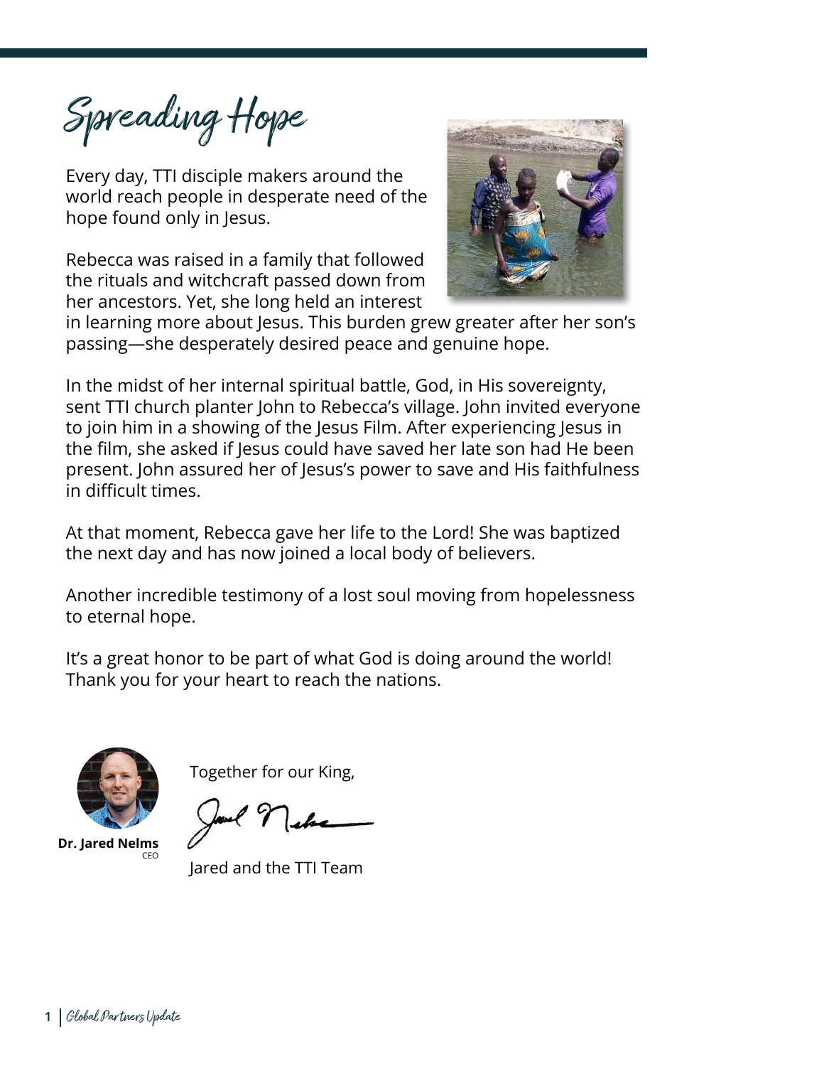# Spreading Hope

Every day, TTI disciple makers around the world reach people in desperate need of the hope found only in Jesus.

Rebecca was raised in a family that followed the rituals and witchcraft passed down from her ancestors. Yet, she long held an interest in learning more about Jesus. This burden grew greater after her son's passing—she desperately desired peace and genuine hope.

In the midst of her internal spiritual battle, God, in His sovereignty, sent TTI church planter John to Rebecca's village. John invited everyone to join him in a showing of the Jesus Film. After experiencing Jesus in the film, she asked if Jesus could have saved her late son had He been present. John assured her of Jesus's power to save and His faithfulness in difficult times.

At that moment, Rebecca gave her life to the Lord! She was baptized the next day and has now joined a local body of believers.

Another incredible testimony of a lost soul moving from hopelessness to eternal hope.

It's a great honor to be part of what God is doing around the world! Thank you for your heart to reach the nations.

Together for our King,

Jared and the TTI Team

**Dr. Jared Nelms**
CEO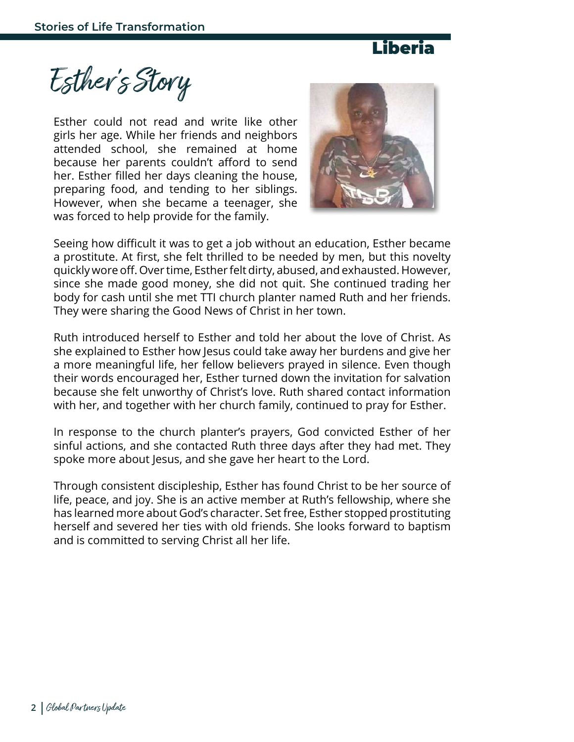# Liberia

## Esther's Story

Esther could not read and write like other girls her age. While her friends and neighbors attended school, she remained at home because her parents couldn't afford to send her. Esther filled her days cleaning the house, preparing food, and tending to her siblings. However, when she became a teenager, she was forced to help provide for the family.

Seeing how difficult it was to get a job without an education, Esther became a prostitute. At first, she felt thrilled to be needed by men, but this novelty quickly wore off. Over time, Esther felt dirty, abused, and exhausted. However, since she made good money, she did not quit. She continued trading her body for cash until she met TTI church planter named Ruth and her friends. They were sharing the Good News of Christ in her town.

Ruth introduced herself to Esther and told her about the love of Christ. As she explained to Esther how Jesus could take away her burdens and give her a more meaningful life, her fellow believers prayed in silence. Even though their words encouraged her, Esther turned down the invitation for salvation because she felt unworthy of Christ's love. Ruth shared contact information with her, and together with her church family, continued to pray for Esther.

In response to the church planter's prayers, God convicted Esther of her sinful actions, and she contacted Ruth three days after they had met. They spoke more about Jesus, and she gave her heart to the Lord.

Through consistent discipleship, Esther has found Christ to be her source of life, peace, and joy. She is an active member at Ruth's fellowship, where she has learned more about God's character. Set free, Esther stopped prostituting herself and severed her ties with old friends. She looks forward to baptism and is committed to serving Christ all her life.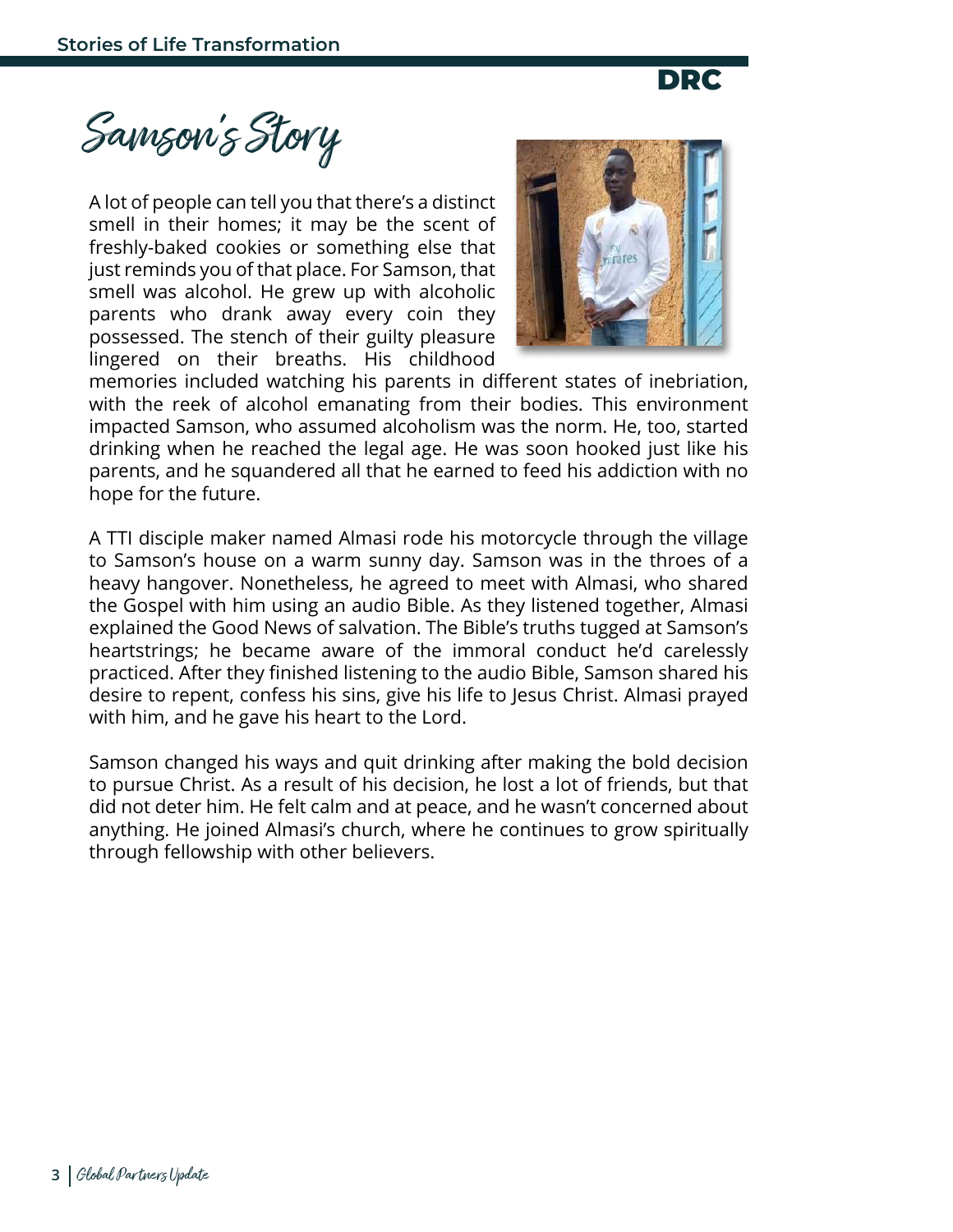DRC

# Samson's Story

A lot of people can tell you that there's a distinct smell in their homes; it may be the scent of freshly-baked cookies or something else that just reminds you of that place. For Samson, that smell was alcohol. He grew up with alcoholic parents who drank away every coin they possessed. The stench of their guilty pleasure lingered on their breaths. His childhood memories included watching his parents in different states of inebriation, with the reek of alcohol emanating from their bodies. This environment impacted Samson, who assumed alcoholism was the norm. He, too, started drinking when he reached the legal age. He was soon hooked just like his parents, and he squandered all that he earned to feed his addiction with no hope for the future.

A TTI disciple maker named Almasi rode his motorcycle through the village to Samson's house on a warm sunny day. Samson was in the throes of a heavy hangover. Nonetheless, he agreed to meet with Almasi, who shared the Gospel with him using an audio Bible. As they listened together, Almasi explained the Good News of salvation. The Bible's truths tugged at Samson's heartstrings; he became aware of the immoral conduct he'd carelessly practiced. After they finished listening to the audio Bible, Samson shared his desire to repent, confess his sins, give his life to Jesus Christ. Almasi prayed with him, and he gave his heart to the Lord.

Samson changed his ways and quit drinking after making the bold decision to pursue Christ. As a result of his decision, he lost a lot of friends, but that did not deter him. He felt calm and at peace, and he wasn't concerned about anything. He joined Almasi's church, where he continues to grow spiritually through fellowship with other believers.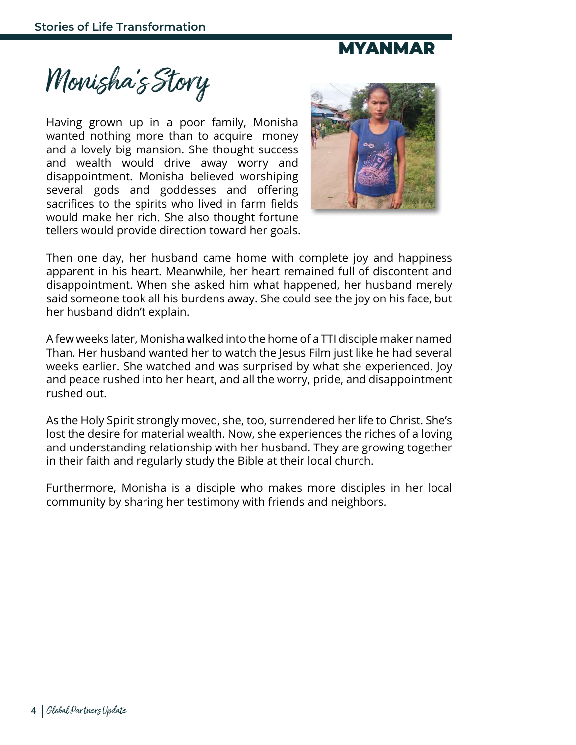MYANMAR

# Monisha's Story

Having grown up in a poor family, Monisha wanted nothing more than to acquire money and a lovely big mansion. She thought success and wealth would drive away worry and disappointment. Monisha believed worshiping several gods and goddesses and offering sacrifices to the spirits who lived in farm fields would make her rich. She also thought fortune tellers would provide direction toward her goals.

Then one day, her husband came home with complete joy and happiness apparent in his heart. Meanwhile, her heart remained full of discontent and disappointment. When she asked him what happened, her husband merely said someone took all his burdens away. She could see the joy on his face, but her husband didn't explain.

A few weeks later, Monisha walked into the home of a TTI disciple maker named Than. Her husband wanted her to watch the Jesus Film just like he had several weeks earlier. She watched and was surprised by what she experienced. Joy and peace rushed into her heart, and all the worry, pride, and disappointment rushed out.

As the Holy Spirit strongly moved, she, too, surrendered her life to Christ. She's lost the desire for material wealth. Now, she experiences the riches of a loving and understanding relationship with her husband. They are growing together in their faith and regularly study the Bible at their local church.

Furthermore, Monisha is a disciple who makes more disciples in her local community by sharing her testimony with friends and neighbors.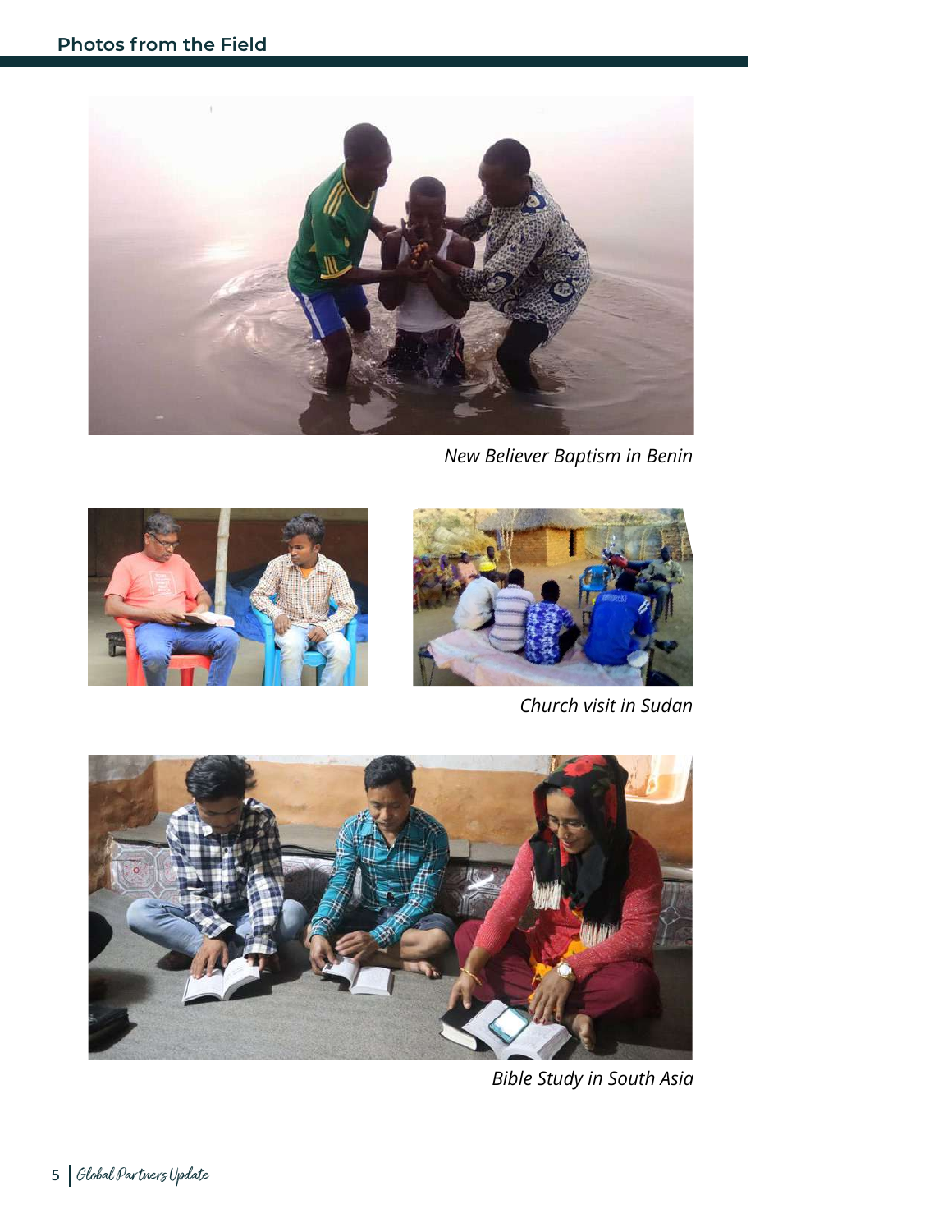## Photos from the Field

*New Believer Baptism in Benin*

*Church visit in Sudan*

*Bible Study in South Asia*